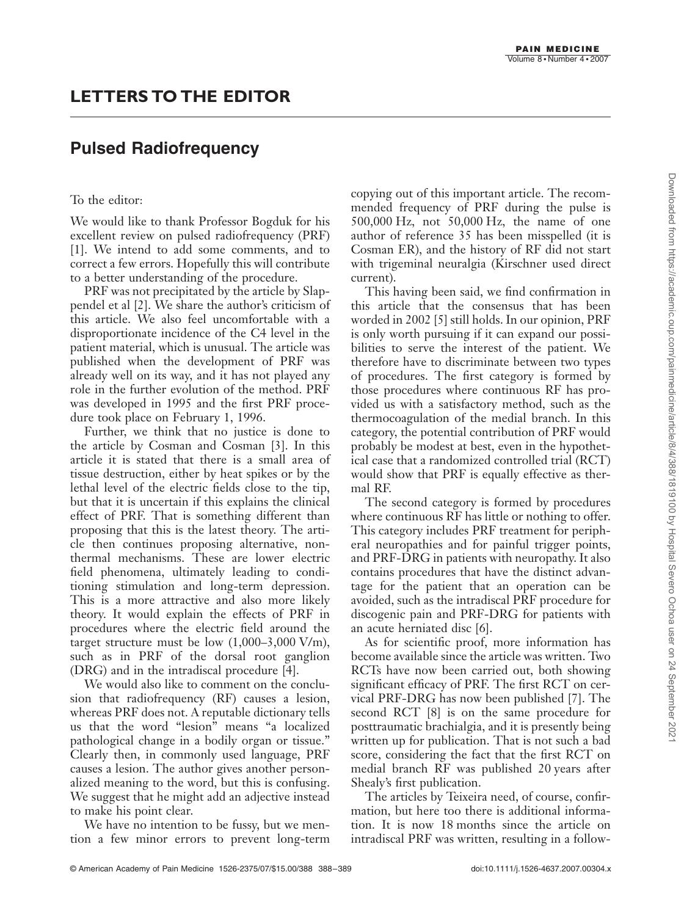# LETTERS TO THE EDITOR

## Pulsed Radiofrequency

To the editor:

We would like to thank Professor Bogduk for his excellent review on pulsed radiofrequency (PRF) [1]. We intend to add some comments, and to correct a few errors. Hopefully this will contribute to a better understanding of the procedure.

PRF was not precipitated by the article by Slappendel et al [2]. We share the author's criticism of this article. We also feel uncomfortable with a disproportionate incidence of the C4 level in the patient material, which is unusual. The article was published when the development of PRF was already well on its way, and it has not played any role in the further evolution of the method. PRF was developed in 1995 and the first PRF procedure took place on February 1, 1996.

Further, we think that no justice is done to the article by Cosman and Cosman [3]. In this article it is stated that there is a small area of tissue destruction, either by heat spikes or by the lethal level of the electric fields close to the tip, but that it is uncertain if this explains the clinical effect of PRF. That is something different than proposing that this is the latest theory. The article then continues proposing alternative, non-thermal mechanisms. These are lower electric field phenomena, ultimately leading to conditioning stimulation and long-term depression. This is a more attractive and also more likely theory. It would explain the effects of PRF in procedures where the electric field around the target structure must be low (1,000–3,000 V/m), such as in PRF of the dorsal root ganglion (DRG) and in the intradiscal procedure [4].

We would also like to comment on the conclusion that radiofrequency (RF) causes a lesion, whereas PRF does not. A reputable dictionary tells us that the word "lesion" means "a localized pathological change in a bodily organ or tissue." Clearly then, in commonly used language, PRF causes a lesion. The author gives another personalized meaning to the word, but this is confusing. We suggest that he might add an adjective instead to make his point clear.

We have no intention to be fussy, but we mention a few minor errors to prevent long-term copying out of this important article. The recommended frequency of PRF during the pulse is 500,000 Hz, not 50,000 Hz, the name of one author of reference 35 has been misspelled (it is Cosman ER), and the history of RF did not start with trigeminal neuralgia (Kirschner used direct current).

This having been said, we find confirmation in this article that the consensus that has been worded in 2002 [5] still holds. In our opinion, PRF is only worth pursuing if it can expand our possibilities to serve the interest of the patient. We therefore have to discriminate between two types of procedures. The first category is formed by those procedures where continuous RF has provided us with a satisfactory method, such as the thermocoagulation of the medial branch. In this category, the potential contribution of PRF would probably be modest at best, even in the hypothetical case that a randomized controlled trial (RCT) would show that PRF is equally effective as thermal RF.

The second category is formed by procedures where continuous RF has little or nothing to offer. This category includes PRF treatment for peripheral neuropathies and for painful trigger points, and PRF-DRG in patients with neuropathy. It also contains procedures that have the distinct advantage for the patient that an operation can be avoided, such as the intradiscal PRF procedure for discogenic pain and PRF-DRG for patients with an acute herniated disc [6].

As for scientific proof, more information has become available since the article was written. Two RCTs have now been carried out, both showing significant efficacy of PRF. The first RCT on cervical PRF-DRG has now been published [7]. The second RCT [8] is on the same procedure for posttraumatic brachialgia, and it is presently being written up for publication. That is not such a bad score, considering the fact that the first RCT on medial branch RF was published 20 years after Shealy's first publication.

The articles by Teixeira need, of course, confirmation, but here too there is additional information. It is now 18 months since the article on intradiscal PRF was written, resulting in a follow-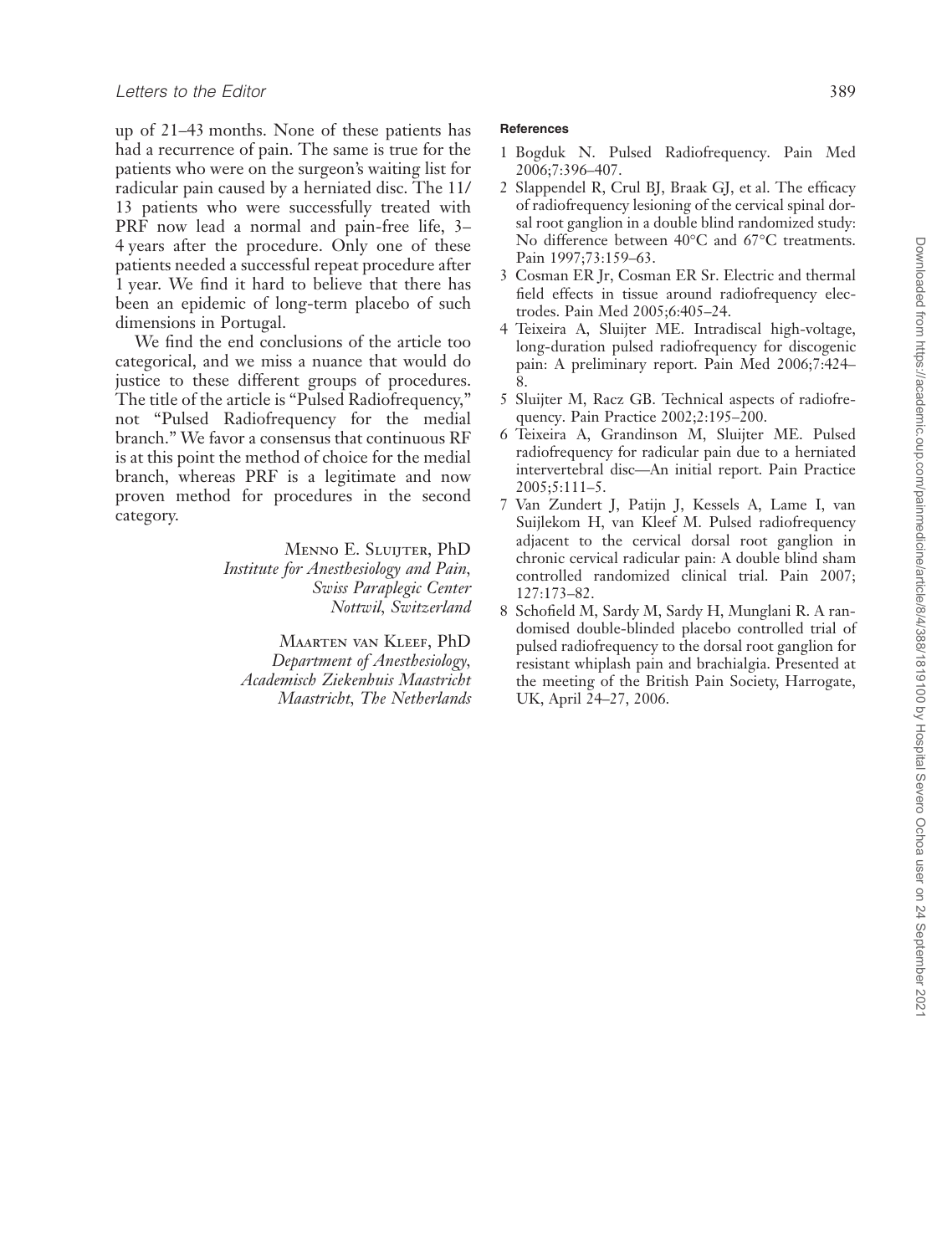up of 21–43 months. None of these patients has had a recurrence of pain. The same is true for the patients who were on the surgeon's waiting list for radicular pain caused by a herniated disc. The 11/13 patients who were successfully treated with PRF now lead a normal and pain-free life, 3–4 years after the procedure. Only one of these patients needed a successful repeat procedure after 1 year. We find it hard to believe that there has been an epidemic of long-term placebo of such dimensions in Portugal.

We find the end conclusions of the article too categorical, and we miss a nuance that would do justice to these different groups of procedures. The title of the article is "Pulsed Radiofrequency," not "Pulsed Radiofrequency for the medial branch." We favor a consensus that continuous RF is at this point the method of choice for the medial branch, whereas PRF is a legitimate and now proven method for procedures in the second category.

Menno E. Sluijter, PhD
*Institute for Anesthesiology and Pain, Swiss Paraplegic Center Nottwil, Switzerland*

Maarten van Kleef, PhD
*Department of Anesthesiology, Academisch Ziekenhuis Maastricht Maastricht, The Netherlands*

#### References

1. Bogduk N. Pulsed Radiofrequency. Pain Med 2006;7:396–407.
2. Slappendel R, Crul BJ, Braak GJ, et al. The efficacy of radiofrequency lesioning of the cervical spinal dorsal root ganglion in a double blind randomized study: No difference between 40°C and 67°C treatments. Pain 1997;73:159–63.
3. Cosman ER Jr, Cosman ER Sr. Electric and thermal field effects in tissue around radiofrequency electrodes. Pain Med 2005;6:405–24.
4. Teixeira A, Sluijter ME. Intradiscal high-voltage, long-duration pulsed radiofrequency for discogenic pain: A preliminary report. Pain Med 2006;7:424–8.
5. Sluijter M, Racz GB. Technical aspects of radiofrequency. Pain Practice 2002;2:195–200.
6. Teixeira A, Grandinson M, Sluijter ME. Pulsed radiofrequency for radicular pain due to a herniated intervertebral disc—An initial report. Pain Practice 2005;5:111–5.
7. Van Zundert J, Patijn J, Kessels A, Lame I, van Suijlekom H, van Kleef M. Pulsed radiofrequency adjacent to the cervical dorsal root ganglion in chronic cervical radicular pain: A double blind sham controlled randomized clinical trial. Pain 2007; 127:173–82.
8. Schofield M, Sardy M, Sardy H, Munglani R. A randomised double-blinded placebo controlled trial of pulsed radiofrequency to the dorsal root ganglion for resistant whiplash pain and brachialgia. Presented at the meeting of the British Pain Society, Harrogate, UK, April 24–27, 2006.